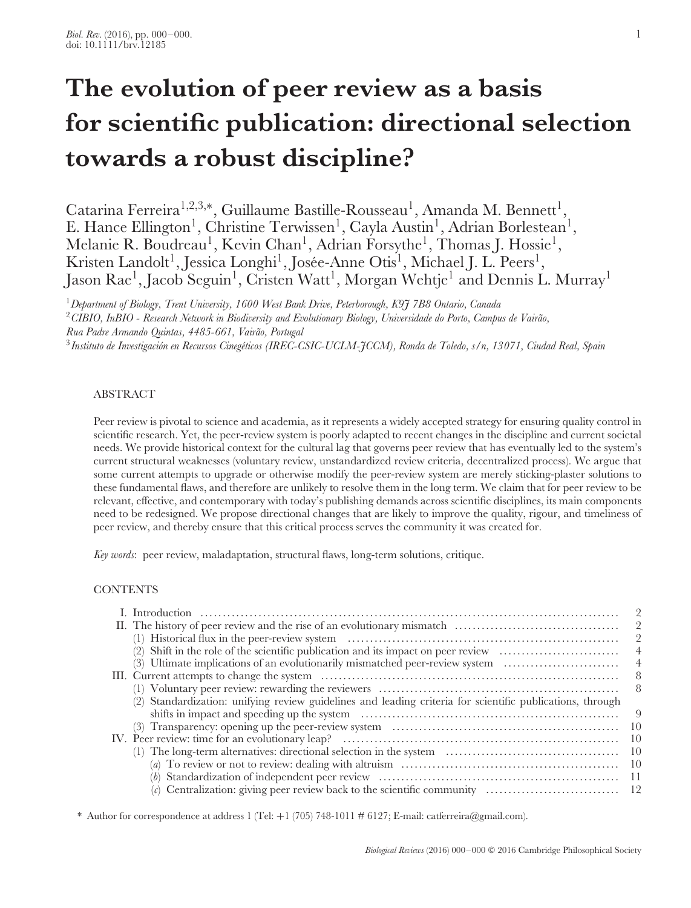# The evolution of peer review as a basis for scientific publication: directional selection towards a robust discipline?

Catarina Ferreira[1,2,3,*], Guillaume Bastille-Rousseau[1], Amanda M. Bennett[1], E. Hance Ellington[1], Christine Terwissen[1], Cayla Austin[1], Adrian Borlestean[1], Melanie R. Boudreau[1], Kevin Chan[1], Adrian Forsythe[1], Thomas J. Hossie[1], Kristen Landolt[1], Jessica Longhi[1], Josée-Anne Otis[1], Michael J. L. Peers[1], Jason Rae[1], Jacob Seguin[1], Cristen Watt[1], Morgan Wehtje[1] and Dennis L. Murray[1]

[1] *Department of Biology, Trent University, 1600 West Bank Drive, Peterborough, K9J 7B8 Ontario, Canada*

[2] *CIBIO, InBIO - Research Network in Biodiversity and Evolutionary Biology, Universidade do Porto, Campus de Vairão, Rua Padre Armando Quintas, 4485-661, Vairão, Portugal*

[3] *Instituto de Investigación en Recursos Cinegéticos (IREC-CSIC-UCLM-JCCM), Ronda de Toledo, s/n, 13071, Ciudad Real, Spain*

## ABSTRACT

Peer review is pivotal to science and academia, as it represents a widely accepted strategy for ensuring quality control in scientific research. Yet, the peer-review system is poorly adapted to recent changes in the discipline and current societal needs. We provide historical context for the cultural lag that governs peer review that has eventually led to the system's current structural weaknesses (voluntary review, unstandardized review criteria, decentralized process). We argue that some current attempts to upgrade or otherwise modify the peer-review system are merely sticking-plaster solutions to these fundamental flaws, and therefore are unlikely to resolve them in the long term. We claim that for peer review to be relevant, effective, and contemporary with today's publishing demands across scientific disciplines, its main components need to be redesigned. We propose directional changes that are likely to improve the quality, rigour, and timeliness of peer review, and thereby ensure that this critical process serves the community it was created for.

*Key words*: peer review, maladaptation, structural flaws, long-term solutions, critique.

## CONTENTS

- I. Introduction ... 2
- II. The history of peer review and the rise of an evolutionary mismatch ... 2
  - (1) Historical flux in the peer-review system ... 2
  - (2) Shift in the role of the scientific publication and its impact on peer review ... 4
  - (3) Ultimate implications of an evolutionarily mismatched peer-review system ... 4
- III. Current attempts to change the system ... 8
  - (1) Voluntary peer review: rewarding the reviewers ... 8
  - (2) Standardization: unifying review guidelines and leading criteria for scientific publications, through shifts in impact and speeding up the system ... 9
  - (3) Transparency: opening up the peer-review system ... 10
- IV. Peer review: time for an evolutionary leap? ... 10
  - (1) The long-term alternatives: directional selection in the system ... 10
    - (*a*) To review or not to review: dealing with altruism ... 10
    - (*b*) Standardization of independent peer review ... 11
    - (*c*) Centralization: giving peer review back to the scientific community ... 12

\* Author for correspondence at address 1 (Tel: +1 (705) 748-1011 # 6127; E-mail: catferreira@gmail.com).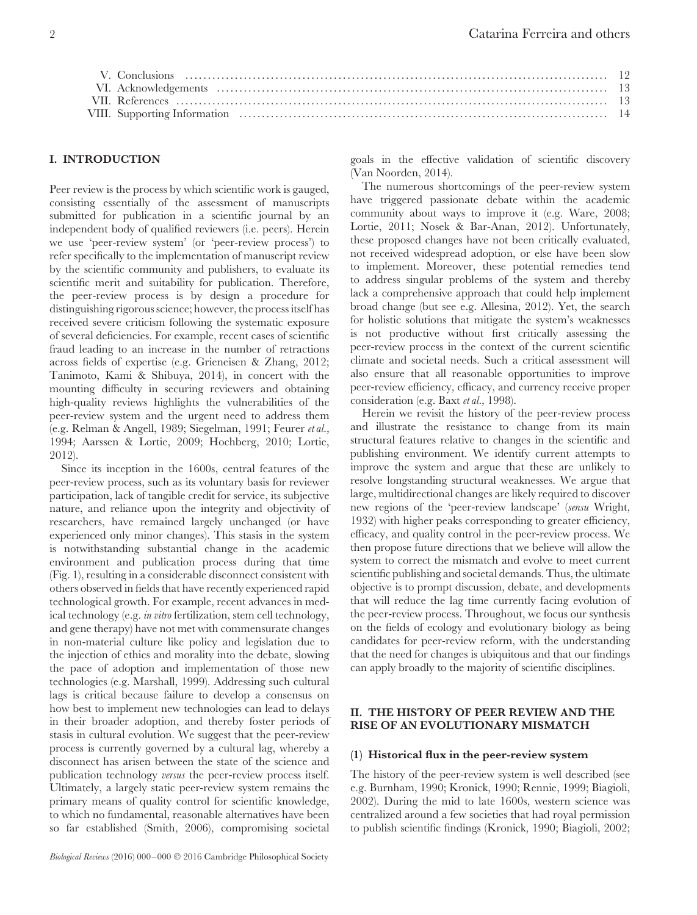V. Conclusions ..... 12
VI. Acknowledgements ..... 13
VII. References ..... 13
VIII. Supporting Information ..... 14

## I. INTRODUCTION

Peer review is the process by which scientific work is gauged, consisting essentially of the assessment of manuscripts submitted for publication in a scientific journal by an independent body of qualified reviewers (i.e. peers). Herein we use 'peer-review system' (or 'peer-review process') to refer specifically to the implementation of manuscript review by the scientific community and publishers, to evaluate its scientific merit and suitability for publication. Therefore, the peer-review process is by design a procedure for distinguishing rigorous science; however, the process itself has received severe criticism following the systematic exposure of several deficiencies. For example, recent cases of scientific fraud leading to an increase in the number of retractions across fields of expertise (e.g. Grieneisen & Zhang, 2012; Tanimoto, Kami & Shibuya, 2014), in concert with the mounting difficulty in securing reviewers and obtaining high-quality reviews highlights the vulnerabilities of the peer-review system and the urgent need to address them (e.g. Relman & Angell, 1989; Siegelman, 1991; Feurer *et al.,* 1994; Aarssen & Lortie, 2009; Hochberg, 2010; Lortie, 2012).

Since its inception in the 1600s, central features of the peer-review process, such as its voluntary basis for reviewer participation, lack of tangible credit for service, its subjective nature, and reliance upon the integrity and objectivity of researchers, have remained largely unchanged (or have experienced only minor changes). This stasis in the system is notwithstanding substantial change in the academic environment and publication process during that time (Fig. 1), resulting in a considerable disconnect consistent with others observed in fields that have recently experienced rapid technological growth. For example, recent advances in medical technology (e.g. *in vitro* fertilization, stem cell technology, and gene therapy) have not met with commensurate changes in non-material culture like policy and legislation due to the injection of ethics and morality into the debate, slowing the pace of adoption and implementation of those new technologies (e.g. Marshall, 1999). Addressing such cultural lags is critical because failure to develop a consensus on how best to implement new technologies can lead to delays in their broader adoption, and thereby foster periods of stasis in cultural evolution. We suggest that the peer-review process is currently governed by a cultural lag, whereby a disconnect has arisen between the state of the science and publication technology *versus* the peer-review process itself. Ultimately, a largely static peer-review system remains the primary means of quality control for scientific knowledge, to which no fundamental, reasonable alternatives have been so far established (Smith, 2006), compromising societal goals in the effective validation of scientific discovery (Van Noorden, 2014).

The numerous shortcomings of the peer-review system have triggered passionate debate within the academic community about ways to improve it (e.g. Ware, 2008; Lortie, 2011; Nosek & Bar-Anan, 2012). Unfortunately, these proposed changes have not been critically evaluated, not received widespread adoption, or else have been slow to implement. Moreover, these potential remedies tend to address singular problems of the system and thereby lack a comprehensive approach that could help implement broad change (but see e.g. Allesina, 2012). Yet, the search for holistic solutions that mitigate the system's weaknesses is not productive without first critically assessing the peer-review process in the context of the current scientific climate and societal needs. Such a critical assessment will also ensure that all reasonable opportunities to improve peer-review efficiency, efficacy, and currency receive proper consideration (e.g. Baxt *et al.,* 1998).

Herein we revisit the history of the peer-review process and illustrate the resistance to change from its main structural features relative to changes in the scientific and publishing environment. We identify current attempts to improve the system and argue that these are unlikely to resolve longstanding structural weaknesses. We argue that large, multidirectional changes are likely required to discover new regions of the 'peer-review landscape' (*sensu* Wright, 1932) with higher peaks corresponding to greater efficiency, efficacy, and quality control in the peer-review process. We then propose future directions that we believe will allow the system to correct the mismatch and evolve to meet current scientific publishing and societal demands. Thus, the ultimate objective is to prompt discussion, debate, and developments that will reduce the lag time currently facing evolution of the peer-review process. Throughout, we focus our synthesis on the fields of ecology and evolutionary biology as being candidates for peer-review reform, with the understanding that the need for changes is ubiquitous and that our findings can apply broadly to the majority of scientific disciplines.

## II. THE HISTORY OF PEER REVIEW AND THE RISE OF AN EVOLUTIONARY MISMATCH

### (1) Historical flux in the peer-review system

The history of the peer-review system is well described (see e.g. Burnham, 1990; Kronick, 1990; Rennie, 1999; Biagioli, 2002). During the mid to late 1600s, western science was centralized around a few societies that had royal permission to publish scientific findings (Kronick, 1990; Biagioli, 2002;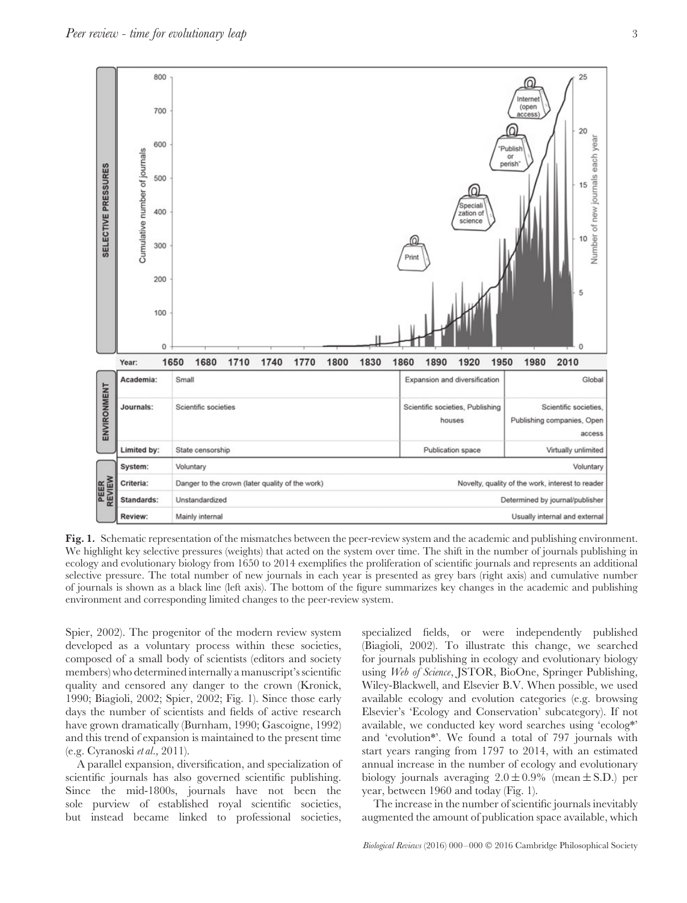**Fig. 1.** Schematic representation of the mismatches between the peer-review system and the academic and publishing environment. We highlight key selective pressures (weights) that acted on the system over time. The shift in the number of journals publishing in ecology and evolutionary biology from 1650 to 2014 exemplifies the proliferation of scientific journals and represents an additional selective pressure. The total number of new journals in each year is presented as grey bars (right axis) and cumulative number of journals is shown as a black line (left axis). The bottom of the figure summarizes key changes in the academic and publishing environment and corresponding limited changes to the peer-review system.

Spier, 2002). The progenitor of the modern review system developed as a voluntary process within these societies, composed of a small body of scientists (editors and society members) who determined internally a manuscript's scientific quality and censored any danger to the crown (Kronick, 1990; Biagioli, 2002; Spier, 2002; Fig. 1). Since those early days the number of scientists and fields of active research have grown dramatically (Burnham, 1990; Gascoigne, 1992) and this trend of expansion is maintained to the present time (e.g. Cyranoski *et al.*, 2011).

A parallel expansion, diversification, and specialization of scientific journals has also governed scientific publishing. Since the mid-1800s, journals have not been the sole purview of established royal scientific societies, but instead became linked to professional societies, specialized fields, or were independently published (Biagioli, 2002). To illustrate this change, we searched for journals publishing in ecology and evolutionary biology using *Web of Science*, JSTOR, BioOne, Springer Publishing, Wiley-Blackwell, and Elsevier B.V. When possible, we used available ecology and evolution categories (e.g. browsing Elsevier's 'Ecology and Conservation' subcategory). If not available, we conducted key word searches using 'ecolog*' and 'evolution*'. We found a total of 797 journals with start years ranging from 1797 to 2014, with an estimated annual increase in the number of ecology and evolutionary biology journals averaging $2.0 \pm 0.9\%$ (mean $\pm$ S.D.) per year, between 1960 and today (Fig. 1).

The increase in the number of scientific journals inevitably augmented the amount of publication space available, which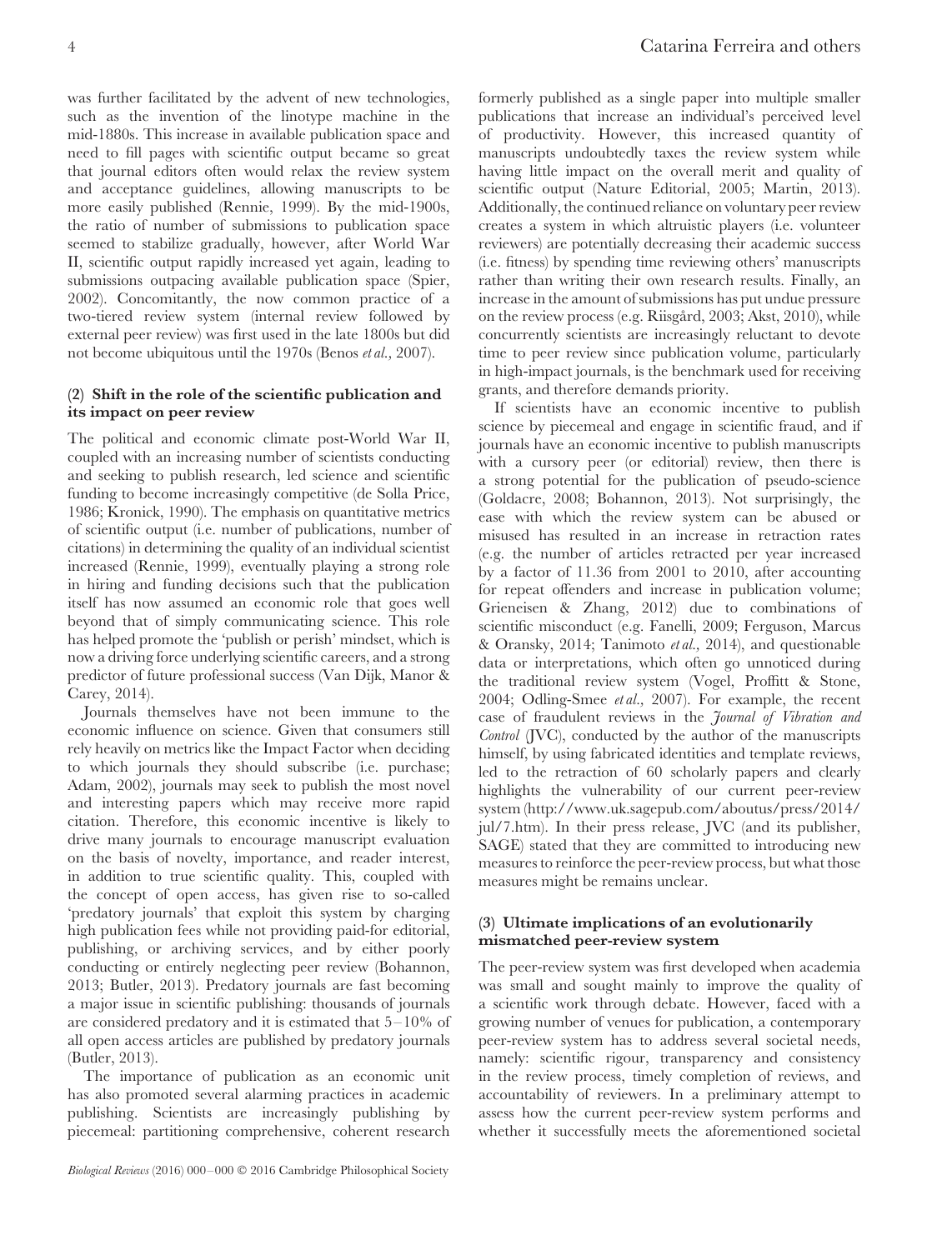was further facilitated by the advent of new technologies, such as the invention of the linotype machine in the mid-1880s. This increase in available publication space and need to fill pages with scientific output became so great that journal editors often would relax the review system and acceptance guidelines, allowing manuscripts to be more easily published (Rennie, 1999). By the mid-1900s, the ratio of number of submissions to publication space seemed to stabilize gradually, however, after World War II, scientific output rapidly increased yet again, leading to submissions outpacing available publication space (Spier, 2002). Concomitantly, the now common practice of a two-tiered review system (internal review followed by external peer review) was first used in the late 1800s but did not become ubiquitous until the 1970s (Benos *et al.,* 2007).

### (2) Shift in the role of the scientific publication and its impact on peer review

The political and economic climate post-World War II, coupled with an increasing number of scientists conducting and seeking to publish research, led science and scientific funding to become increasingly competitive (de Solla Price, 1986; Kronick, 1990). The emphasis on quantitative metrics of scientific output (i.e. number of publications, number of citations) in determining the quality of an individual scientist increased (Rennie, 1999), eventually playing a strong role in hiring and funding decisions such that the publication itself has now assumed an economic role that goes well beyond that of simply communicating science. This role has helped promote the 'publish or perish' mindset, which is now a driving force underlying scientific careers, and a strong predictor of future professional success (Van Dijk, Manor & Carey, 2014).

Journals themselves have not been immune to the economic influence on science. Given that consumers still rely heavily on metrics like the Impact Factor when deciding to which journals they should subscribe (i.e. purchase; Adam, 2002), journals may seek to publish the most novel and interesting papers which may receive more rapid citation. Therefore, this economic incentive is likely to drive many journals to encourage manuscript evaluation on the basis of novelty, importance, and reader interest, in addition to true scientific quality. This, coupled with the concept of open access, has given rise to so-called 'predatory journals' that exploit this system by charging high publication fees while not providing paid-for editorial, publishing, or archiving services, and by either poorly conducting or entirely neglecting peer review (Bohannon, 2013; Butler, 2013). Predatory journals are fast becoming a major issue in scientific publishing: thousands of journals are considered predatory and it is estimated that 5–10% of all open access articles are published by predatory journals (Butler, 2013).

The importance of publication as an economic unit has also promoted several alarming practices in academic publishing. Scientists are increasingly publishing by piecemeal: partitioning comprehensive, coherent research formerly published as a single paper into multiple smaller publications that increase an individual's perceived level of productivity. However, this increased quantity of manuscripts undoubtedly taxes the review system while having little impact on the overall merit and quality of scientific output (Nature Editorial, 2005; Martin, 2013). Additionally, the continued reliance on voluntary peer review creates a system in which altruistic players (i.e. volunteer reviewers) are potentially decreasing their academic success (i.e. fitness) by spending time reviewing others' manuscripts rather than writing their own research results. Finally, an increase in the amount of submissions has put undue pressure on the review process (e.g. Riisgård, 2003; Akst, 2010), while concurrently scientists are increasingly reluctant to devote time to peer review since publication volume, particularly in high-impact journals, is the benchmark used for receiving grants, and therefore demands priority.

If scientists have an economic incentive to publish science by piecemeal and engage in scientific fraud, and if journals have an economic incentive to publish manuscripts with a cursory peer (or editorial) review, then there is a strong potential for the publication of pseudo-science (Goldacre, 2008; Bohannon, 2013). Not surprisingly, the ease with which the review system can be abused or misused has resulted in an increase in retraction rates (e.g. the number of articles retracted per year increased by a factor of 11.36 from 2001 to 2010, after accounting for repeat offenders and increase in publication volume; Grieneisen & Zhang, 2012) due to combinations of scientific misconduct (e.g. Fanelli, 2009; Ferguson, Marcus & Oransky, 2014; Tanimoto *et al.,* 2014), and questionable data or interpretations, which often go unnoticed during the traditional review system (Vogel, Proffitt & Stone, 2004; Odling-Smee *et al.,* 2007). For example, the recent case of fraudulent reviews in the *Journal of Vibration and Control* (JVC), conducted by the author of the manuscripts himself, by using fabricated identities and template reviews, led to the retraction of 60 scholarly papers and clearly highlights the vulnerability of our current peer-review system (http://www.uk.sagepub.com/aboutus/press/2014/jul/7.htm). In their press release, JVC (and its publisher, SAGE) stated that they are committed to introducing new measures to reinforce the peer-review process, but what those measures might be remains unclear.

### (3) Ultimate implications of an evolutionarily mismatched peer-review system

The peer-review system was first developed when academia was small and sought mainly to improve the quality of a scientific work through debate. However, faced with a growing number of venues for publication, a contemporary peer-review system has to address several societal needs, namely: scientific rigour, transparency and consistency in the review process, timely completion of reviews, and accountability of reviewers. In a preliminary attempt to assess how the current peer-review system performs and whether it successfully meets the aforementioned societal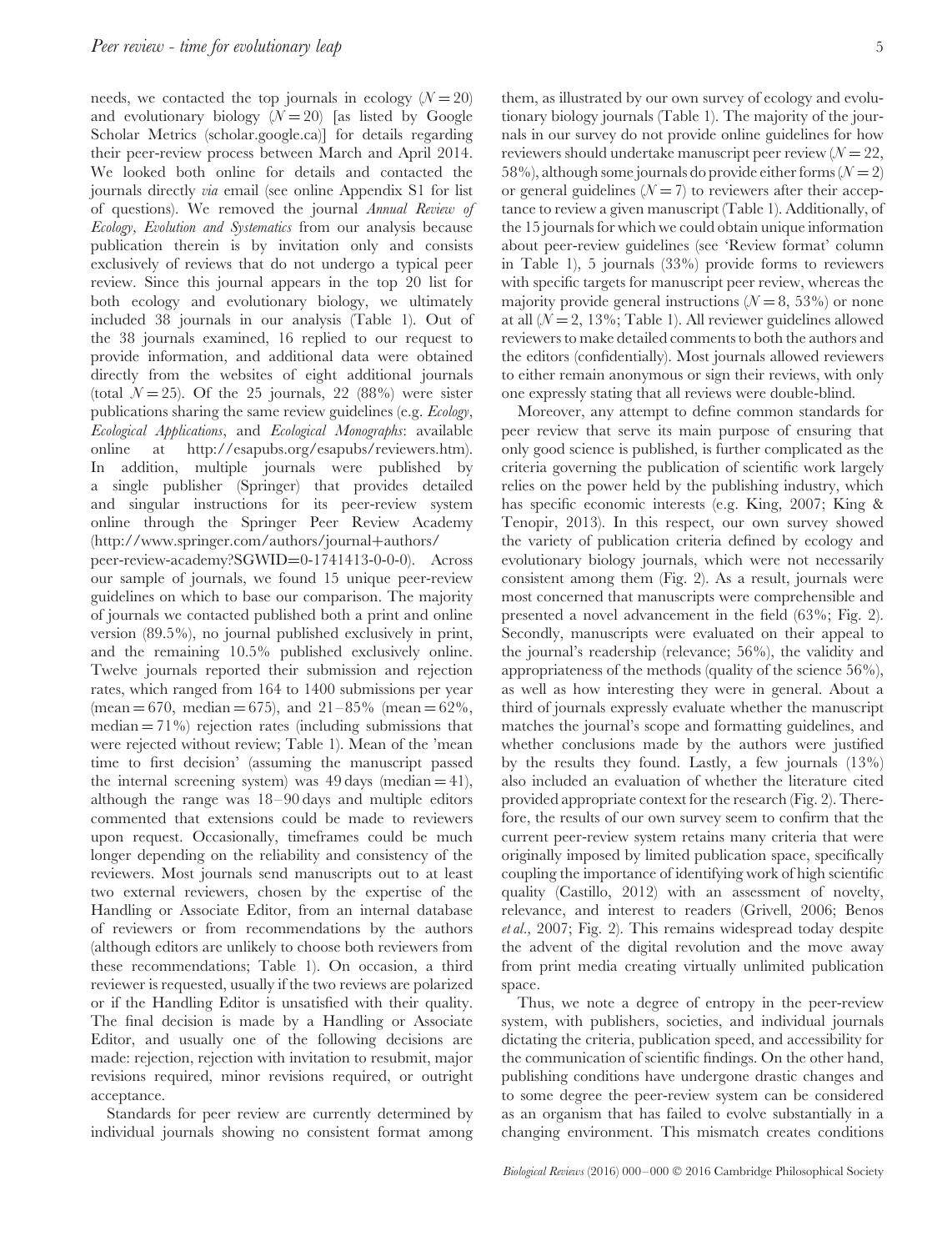needs, we contacted the top journals in ecology ($N = 20$) and evolutionary biology ($N = 20$) [as listed by Google Scholar Metrics (scholar.google.ca)] for details regarding their peer-review process between March and April 2014. We looked both online for details and contacted the journals directly *via* email (see online Appendix S1 for list of questions). We removed the journal *Annual Review of Ecology, Evolution and Systematics* from our analysis because publication therein is by invitation only and consists exclusively of reviews that do not undergo a typical peer review. Since this journal appears in the top 20 list for both ecology and evolutionary biology, we ultimately included 38 journals in our analysis (Table 1). Out of the 38 journals examined, 16 replied to our request to provide information, and additional data were obtained directly from the websites of eight additional journals (total $N = 25$). Of the 25 journals, 22 (88%) were sister publications sharing the same review guidelines (e.g. *Ecology*, *Ecological Applications*, and *Ecological Monographs*: available online at http://esapubs.org/esapubs/reviewers.htm). In addition, multiple journals were published by a single publisher (Springer) that provides detailed and singular instructions for its peer-review system online through the Springer Peer Review Academy (http://www.springer.com/authors/journal+authors/peer-review-academy?SGWID=0-1741413-0-0-0). Across our sample of journals, we found 15 unique peer-review guidelines on which to base our comparison. The majority of journals we contacted published both a print and online version (89.5%), no journal published exclusively in print, and the remaining 10.5% published exclusively online. Twelve journals reported their submission and rejection rates, which ranged from 164 to 1400 submissions per year (mean = 670, median = 675), and 21–85% (mean = 62%, median = 71%) rejection rates (including submissions that were rejected without review; Table 1). Mean of the 'mean time to first decision' (assuming the manuscript passed the internal screening system) was 49 days (median = 41), although the range was 18–90 days and multiple editors commented that extensions could be made to reviewers upon request. Occasionally, timeframes could be much longer depending on the reliability and consistency of the reviewers. Most journals send manuscripts out to at least two external reviewers, chosen by the expertise of the Handling or Associate Editor, from an internal database of reviewers or from recommendations by the authors (although editors are unlikely to choose both reviewers from these recommendations; Table 1). On occasion, a third reviewer is requested, usually if the two reviews are polarized or if the Handling Editor is unsatisfied with their quality. The final decision is made by a Handling or Associate Editor, and usually one of the following decisions are made: rejection, rejection with invitation to resubmit, major revisions required, minor revisions required, or outright acceptance.

Standards for peer review are currently determined by individual journals showing no consistent format among them, as illustrated by our own survey of ecology and evolutionary biology journals (Table 1). The majority of the journals in our survey do not provide online guidelines for how reviewers should undertake manuscript peer review ($N = 22$, 58%), although some journals do provide either forms ($N = 2$) or general guidelines ($N = 7$) to reviewers after their acceptance to review a given manuscript (Table 1). Additionally, of the 15 journals for which we could obtain unique information about peer-review guidelines (see 'Review format' column in Table 1), 5 journals (33%) provide forms to reviewers with specific targets for manuscript peer review, whereas the majority provide general instructions ($N = 8$, 53%) or none at all ($N = 2$, 13%; Table 1). All reviewer guidelines allowed reviewers to make detailed comments to both the authors and the editors (confidentially). Most journals allowed reviewers to either remain anonymous or sign their reviews, with only one expressly stating that all reviews were double-blind.

Moreover, any attempt to define common standards for peer review that serve its main purpose of ensuring that only good science is published, is further complicated as the criteria governing the publication of scientific work largely relies on the power held by the publishing industry, which has specific economic interests (e.g. King, 2007; King & Tenopir, 2013). In this respect, our own survey showed the variety of publication criteria defined by ecology and evolutionary biology journals, which were not necessarily consistent among them (Fig. 2). As a result, journals were most concerned that manuscripts were comprehensible and presented a novel advancement in the field (63%; Fig. 2). Secondly, manuscripts were evaluated on their appeal to the journal's readership (relevance; 56%), the validity and appropriateness of the methods (quality of the science 56%), as well as how interesting they were in general. About a third of journals expressly evaluate whether the manuscript matches the journal's scope and formatting guidelines, and whether conclusions made by the authors were justified by the results they found. Lastly, a few journals (13%) also included an evaluation of whether the literature cited provided appropriate context for the research (Fig. 2). Therefore, the results of our own survey seem to confirm that the current peer-review system retains many criteria that were originally imposed by limited publication space, specifically coupling the importance of identifying work of high scientific quality (Castillo, 2012) with an assessment of novelty, relevance, and interest to readers (Grivell, 2006; Benos *et al.*, 2007; Fig. 2). This remains widespread today despite the advent of the digital revolution and the move away from print media creating virtually unlimited publication space.

Thus, we note a degree of entropy in the peer-review system, with publishers, societies, and individual journals dictating the criteria, publication speed, and accessibility for the communication of scientific findings. On the other hand, publishing conditions have undergone drastic changes and to some degree the peer-review system can be considered as an organism that has failed to evolve substantially in a changing environment. This mismatch creates conditions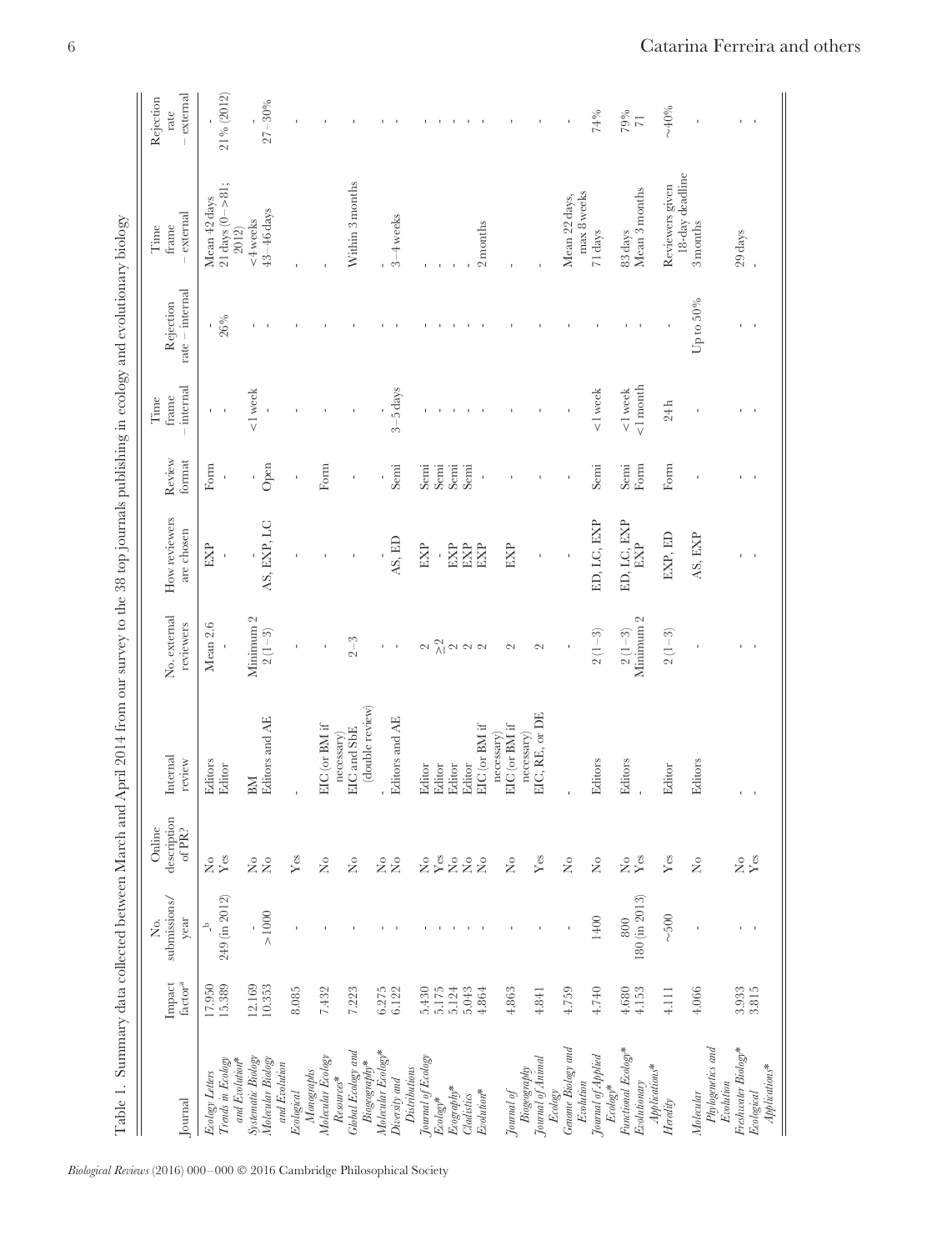Table 1. Summary data collected between March and April 2014 from our survey to the 38 top journals publishing in ecology and evolutionary biology

| Journal | Impact factor[a] | No. submissions/year | Online description of PR? | Internal review | No. external reviewers | How reviewers are chosen | Review format | Time frame – internal | Rejection rate – internal | Time frame – external | Rejection rate – external |
|---|---|---|---|---|---|---|---|---|---|---|---|
| *Ecology Letters* | 17.950 | -[b] | No | Editors | Mean 2.6 | EXP | Form | - | - | Mean 42 days | - |
| *Trends in Ecology and Evolution** | 15.389 | 249 (in 2012) | Yes | Editor | - | - | - | - | 26% | 21 days (0–>81; 2012) | 21% (2012) |
| *Systematic Biology* | 12.169 | - | No | BM | Minimum 2 | - | - | <1 week | - | <4 weeks | - |
| *Molecular Biology and Evolution* | 10.353 | >1000 | No | Editors and AE | 2 (1–3) | AS, EXP, LC | Open | - | - | 43–46 days | 27–30% |
| *Ecological Monographs* | 8.085 | - | Yes | - | - | - | - | - | - | - | - |
| *Molecular Ecology Resources** | 7.432 | - | No | EIC (or BM if necessary) | - | - | Form | - | - | - | - |
| *Global Ecology and Biogeography** | 7.223 | - | No | EIC and SbE (double review) | 2–3 | - | - | - | - | Within 3 months | - |
| *Molecular Ecology** | 6.275 | - | No | - | - | - | - | - | - | - | - |
| *Diversity and Distributions* | 6.122 | - | No | Editors and AE | - | AS, ED | Semi | 3–5 days | - | 3–4 weeks | - |
| *Journal of Ecology* | 5.430 | - | No | Editor | 2 | EXP | Semi | - | - | - | - |
| *Ecology** | 5.175 | - | Yes | Editor | ≥2 | - | Semi | - | - | - | - |
| *Ecography** | 5.124 | - | No | Editor | 2 | EXP | Semi | - | - | - | - |
| *Cladistics* | 5.043 | - | No | Editor | 2 | EXP | Semi | - | - | - | - |
| *Evolution** | 4.864 | - | No | EIC (or BM if necessary) | 2 | EXP | - | - | - | 2 months | - |
| *Journal of Biogeography* | 4.863 | - | No | EIC (or BM if necessary) | 2 | EXP | - | - | - | - | - |
| *Journal of Animal Ecology* | 4.841 | - | Yes | EIC, RE, or DE | 2 | - | - | - | - | - | - |
| *Genome Biology and Evolution* | 4.759 | - | No | - | - | - | - | - | - | Mean 22 days, max 8 weeks | - |
| *Journal of Applied Ecology** | 4.740 | 1400 | No | Editors | 2 (1–3) | ED, LC, EXP | Semi | <1 week | - | 71 days | 74% |
| *Functional Ecology** | 4.680 | 800 | No | Editors | 2 (1–3) | ED, LC, EXP | Semi | <1 week | - | 83 days | 79% |
| *Evolutionary Applications** | 4.153 | 180 (in 2013) | Yes | - | Minimum 2 | EXP | Form | <1 month | - | Mean 3 months | 71 |
| *Heredity* | 4.111 | ~500 | Yes | Editor | 2 (1–3) | EXP, ED | Form | 24 h | - | Reviewers given 18-day deadline | ~40% |
| *Molecular Phylogenetics and Evolution* | 4.066 | - | No | Editors | - | AS, EXP | - | - | Up to 50% | 3 months | - |
| *Freshwater Biology** | 3.933 | - | No | - | - | - | - | - | - | 29 days | - |
| *Ecological Applications** | 3.815 | - | Yes | - | - | - | - | - | - | - | - |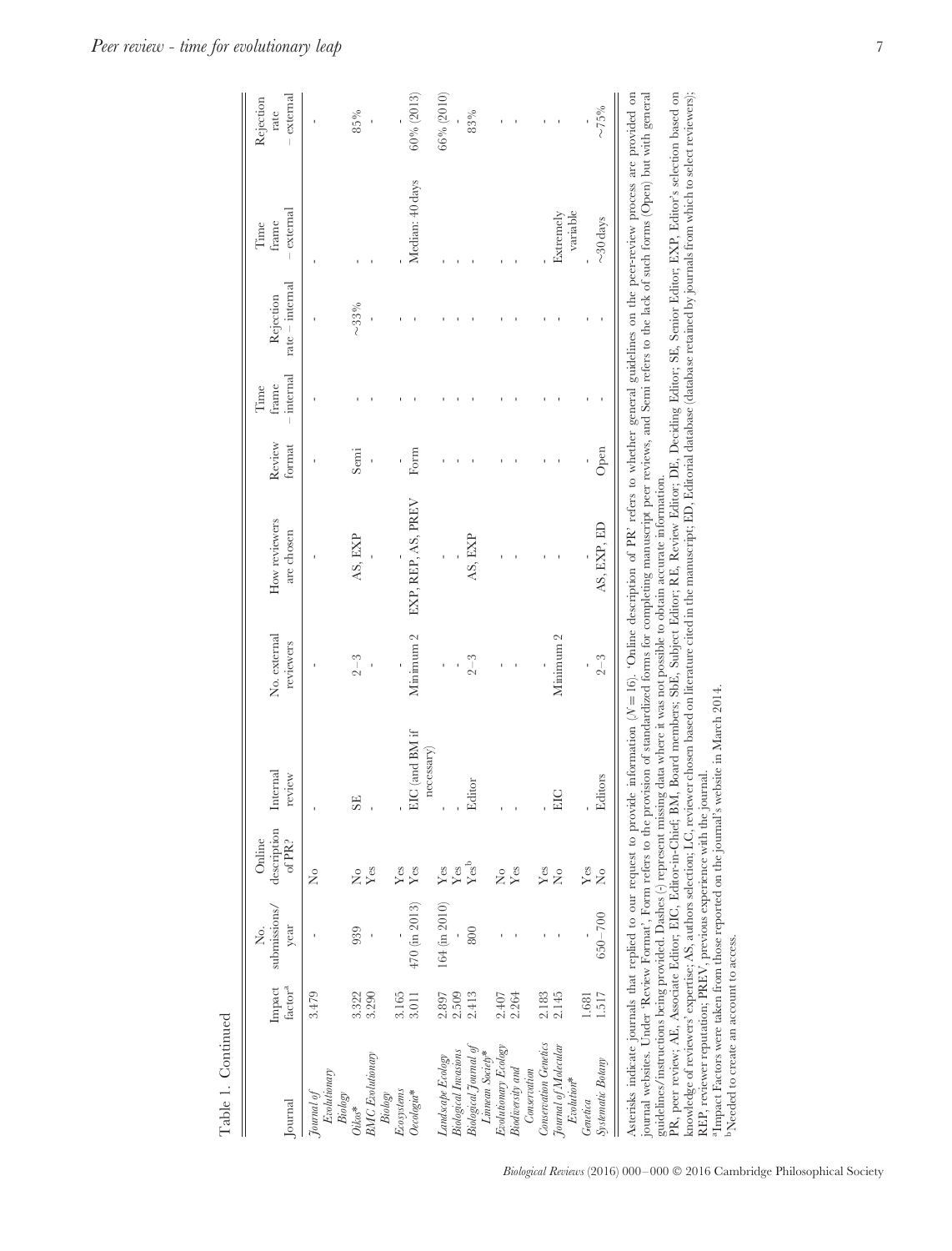Table 1. Continued

| Journal | Impact factor[a] | No. submissions/ year | Online description of PR? | Internal review | No. external reviewers | How reviewers are chosen | Review format | Time frame – internal | Rejection rate – internal | Time frame – external | Rejection rate – external |
|---|---|---|---|---|---|---|---|---|---|---|---|
| *Journal of Evolutionary Biology* | 3.479 | - | No | - | - | - | - | - | - | - | - |
| *Oikos** | 3.322 | 939 | No | SE | 2–3 | AS, EXP | Semi | - | ~33% | - | 85% |
| *BMC Evolutionary Biology* | 3.290 | - | Yes | - | - | - | - | - | - | - | - |
| *Ecosystems* | 3.165 | - | Yes | - | - | - | - | - | - | - | - |
| *Oecologia** | 3.011 | 470 (in 2013) | Yes | EIC (and BM if necessary) | Minimum 2 | EXP, REP, AS, PREV | Form | - | - | Median: 40 days | 60% (2013) |
| *Landscape Ecology* | 2.897 | 164 (in 2010) | Yes | - | - | - | - | - | - | - | 66% (2010) |
| *Biological Invasions* | 2.509 | - | Yes | - | - | - | - | - | - | - | - |
| *Biological Journal of Linnean Society** | 2.413 | 800 | Yes[b] | Editor | 2–3 | AS, EXP | - | - | - | - | 83% |
| *Evolutionary Ecology* | 2.407 | - | No | - | - | - | - | - | - | - | - |
| *Biodiversity and Conservation* | 2.264 | - | Yes | - | - | - | - | - | - | - | - |
| *Conservation Genetics* | 2.183 | - | Yes | - | - | - | - | - | - | - | - |
| *Journal of Molecular Evolution** | 2.145 | - | No | EIC | Minimum 2 | - | - | - | - | Extremely variable | - |
| *Genetica* | 1.681 | - | Yes | - | - | - | - | - | - | - | - |
| *Systematic Botany* | 1.517 | 650–700 | No | Editors | 2–3 | AS, EXP, ED | Open | - | - | ~30 days | ~75% |

Asterisks indicate journals that replied to our request to provide information ($N = 16$). 'Online description of PR' refers to whether general guidelines on the peer-review process are provided on journal websites. Under 'Review Format', Form refers to the provision of standardized forms for completing manuscript peer reviews, and Semi refers to the lack of such forms (Open) but with general guidelines/instructions being provided. Dashes (-) represent missing data where it was not possible to obtain accurate information.

PR, peer review; AE, Associate Editor; EIC, Editor-in-Chief; BM, Board members; SbE, Subject Editor; RE, Review Editor; DE, Deciding Editor; SE, Senior Editor; EXP, Editor's selection based on knowledge of reviewers' expertise; AS, authors selection; LC, reviewer chosen based on literature cited in the manuscript; ED, Editorial database (database retained by journals from which to select reviewers); REP, reviewer reputation; PREV, previous experience with the journal.

[a]Impact Factors were taken from those reported on the journal's website in March 2014.

[b]Needed to create an account to access.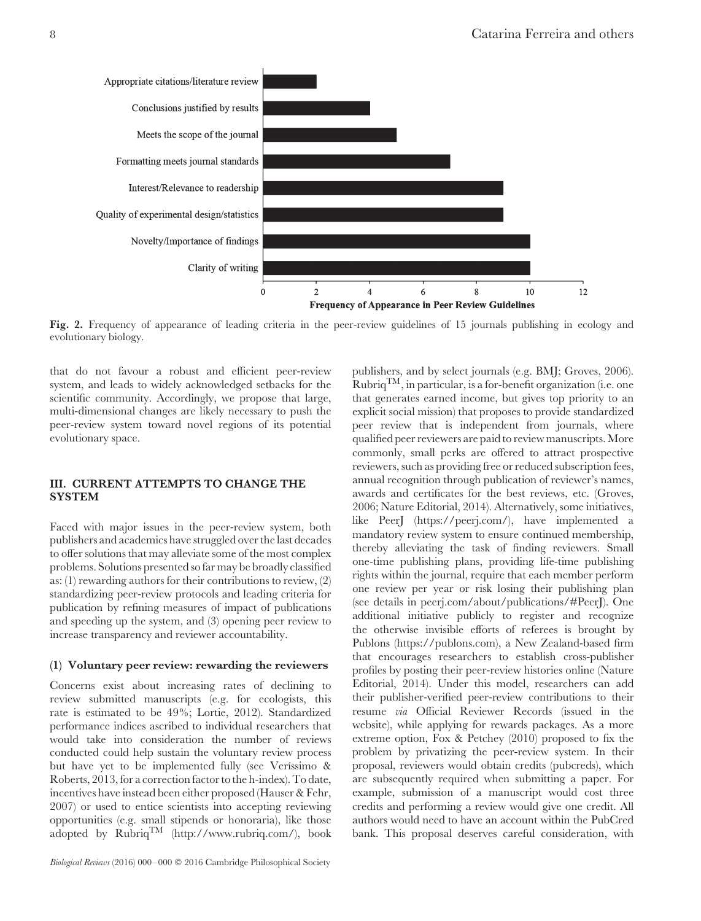Fig. 2. Frequency of appearance of leading criteria in the peer-review guidelines of 15 journals publishing in ecology and evolutionary biology.

that do not favour a robust and efficient peer-review system, and leads to widely acknowledged setbacks for the scientific community. Accordingly, we propose that large, multi-dimensional changes are likely necessary to push the peer-review system toward novel regions of its potential evolutionary space.

## III. CURRENT ATTEMPTS TO CHANGE THE SYSTEM

Faced with major issues in the peer-review system, both publishers and academics have struggled over the last decades to offer solutions that may alleviate some of the most complex problems. Solutions presented so far may be broadly classified as: (1) rewarding authors for their contributions to review, (2) standardizing peer-review protocols and leading criteria for publication by refining measures of impact of publications and speeding up the system, and (3) opening peer review to increase transparency and reviewer accountability.

### (1) Voluntary peer review: rewarding the reviewers

Concerns exist about increasing rates of declining to review submitted manuscripts (e.g. for ecologists, this rate is estimated to be 49%; Lortie, 2012). Standardized performance indices ascribed to individual researchers that would take into consideration the number of reviews conducted could help sustain the voluntary review process but have yet to be implemented fully (see Veríssimo & Roberts, 2013, for a correction factor to the h-index). To date, incentives have instead been either proposed (Hauser & Fehr, 2007) or used to entice scientists into accepting reviewing opportunities (e.g. small stipends or honoraria), like those adopted by Rubriq™ (http://www.rubriq.com/), book publishers, and by select journals (e.g. BMJ; Groves, 2006). Rubriq™, in particular, is a for-benefit organization (i.e. one that generates earned income, but gives top priority to an explicit social mission) that proposes to provide standardized peer review that is independent from journals, where qualified peer reviewers are paid to review manuscripts. More commonly, small perks are offered to attract prospective reviewers, such as providing free or reduced subscription fees, annual recognition through publication of reviewer's names, awards and certificates for the best reviews, etc. (Groves, 2006; Nature Editorial, 2014). Alternatively, some initiatives, like PeerJ (https://peerj.com/), have implemented a mandatory review system to ensure continued membership, thereby alleviating the task of finding reviewers. Small one-time publishing plans, providing life-time publishing rights within the journal, require that each member perform one review per year or risk losing their publishing plan (see details in peerj.com/about/publications/#PeerJ). One additional initiative publicly to register and recognize the otherwise invisible efforts of referees is brought by Publons (https://publons.com), a New Zealand-based firm that encourages researchers to establish cross-publisher profiles by posting their peer-review histories online (Nature Editorial, 2014). Under this model, researchers can add their publisher-verified peer-review contributions to their resume *via* Official Reviewer Records (issued in the website), while applying for rewards packages. As a more extreme option, Fox & Petchey (2010) proposed to fix the problem by privatizing the peer-review system. In their proposal, reviewers would obtain credits (pubcreds), which are subsequently required when submitting a paper. For example, submission of a manuscript would cost three credits and performing a review would give one credit. All authors would need to have an account within the PubCred bank. This proposal deserves careful consideration, with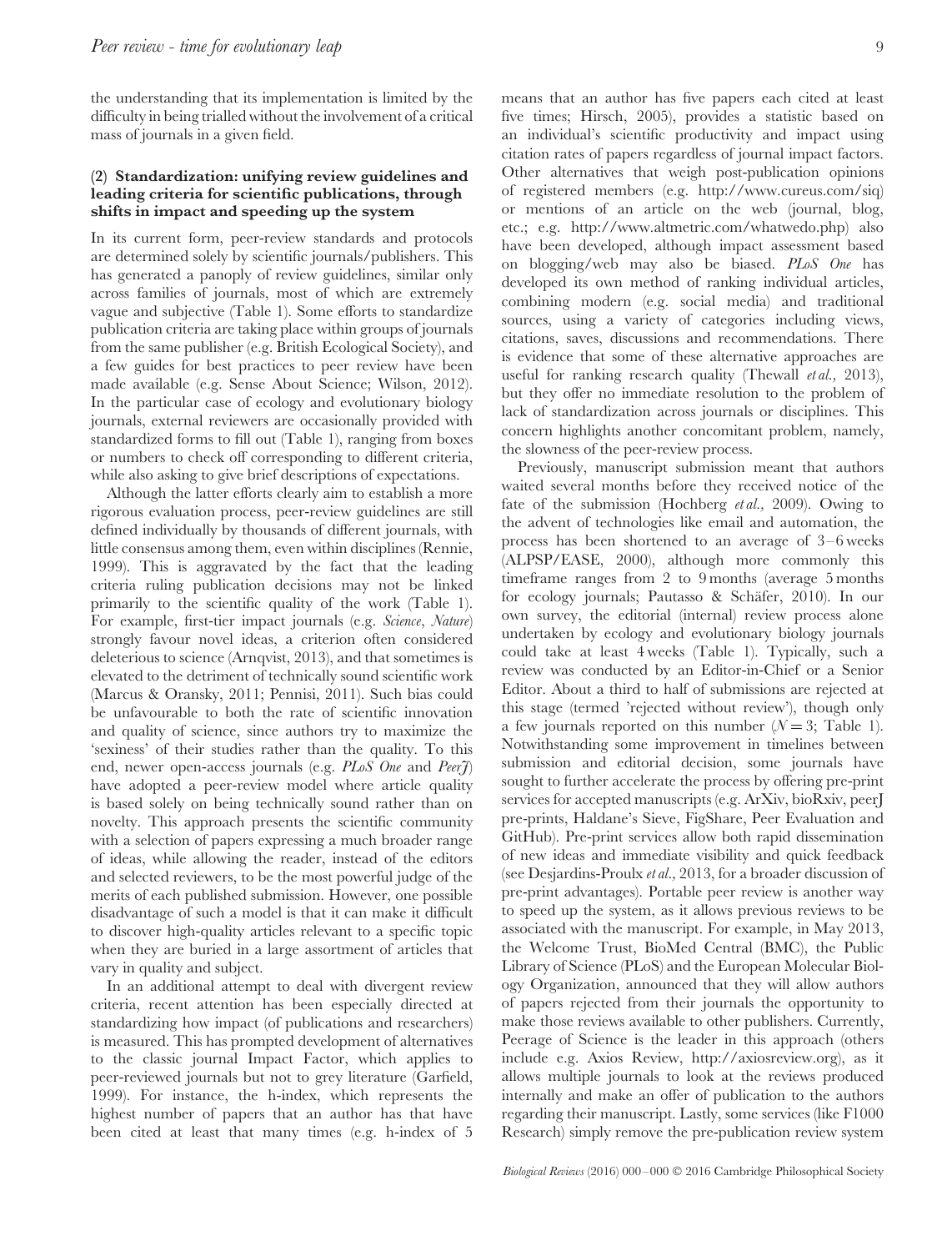the understanding that its implementation is limited by the difficulty in being trialled without the involvement of a critical mass of journals in a given field.

### (2) Standardization: unifying review guidelines and leading criteria for scientific publications, through shifts in impact and speeding up the system

In its current form, peer-review standards and protocols are determined solely by scientific journals/publishers. This has generated a panoply of review guidelines, similar only across families of journals, most of which are extremely vague and subjective (Table 1). Some efforts to standardize publication criteria are taking place within groups of journals from the same publisher (e.g. British Ecological Society), and a few guides for best practices to peer review have been made available (e.g. Sense About Science; Wilson, 2012). In the particular case of ecology and evolutionary biology journals, external reviewers are occasionally provided with standardized forms to fill out (Table 1), ranging from boxes or numbers to check off corresponding to different criteria, while also asking to give brief descriptions of expectations.

Although the latter efforts clearly aim to establish a more rigorous evaluation process, peer-review guidelines are still defined individually by thousands of different journals, with little consensus among them, even within disciplines (Rennie, 1999). This is aggravated by the fact that the leading criteria ruling publication decisions may not be linked primarily to the scientific quality of the work (Table 1). For example, first-tier impact journals (e.g. *Science*, *Nature*) strongly favour novel ideas, a criterion often considered deleterious to science (Arnqvist, 2013), and that sometimes is elevated to the detriment of technically sound scientific work (Marcus & Oransky, 2011; Pennisi, 2011). Such bias could be unfavourable to both the rate of scientific innovation and quality of science, since authors try to maximize the 'sexiness' of their studies rather than the quality. To this end, newer open-access journals (e.g. *PLoS One* and *PeerJ*) have adopted a peer-review model where article quality is based solely on being technically sound rather than on novelty. This approach presents the scientific community with a selection of papers expressing a much broader range of ideas, while allowing the reader, instead of the editors and selected reviewers, to be the most powerful judge of the merits of each published submission. However, one possible disadvantage of such a model is that it can make it difficult to discover high-quality articles relevant to a specific topic when they are buried in a large assortment of articles that vary in quality and subject.

In an additional attempt to deal with divergent review criteria, recent attention has been especially directed at standardizing how impact (of publications and researchers) is measured. This has prompted development of alternatives to the classic journal Impact Factor, which applies to peer-reviewed journals but not to grey literature (Garfield, 1999). For instance, the h-index, which represents the highest number of papers that an author has that have been cited at least that many times (e.g. h-index of 5 means that an author has five papers each cited at least five times; Hirsch, 2005), provides a statistic based on an individual's scientific productivity and impact using citation rates of papers regardless of journal impact factors. Other alternatives that weigh post-publication opinions of registered members (e.g. http://www.cureus.com/siq) or mentions of an article on the web (journal, blog, etc.; e.g. http://www.altmetric.com/whatwedo.php) also have been developed, although impact assessment based on blogging/web may also be biased. *PLoS One* has developed its own method of ranking individual articles, combining modern (e.g. social media) and traditional sources, using a variety of categories including views, citations, saves, discussions and recommendations. There is evidence that some of these alternative approaches are useful for ranking research quality (Thewall *et al.,* 2013), but they offer no immediate resolution to the problem of lack of standardization across journals or disciplines. This concern highlights another concomitant problem, namely, the slowness of the peer-review process.

Previously, manuscript submission meant that authors waited several months before they received notice of the fate of the submission (Hochberg *et al.,* 2009). Owing to the advent of technologies like email and automation, the process has been shortened to an average of 3–6 weeks (ALPSP/EASE, 2000), although more commonly this timeframe ranges from 2 to 9 months (average 5 months for ecology journals; Pautasso & Schäfer, 2010). In our own survey, the editorial (internal) review process alone undertaken by ecology and evolutionary biology journals could take at least 4 weeks (Table 1). Typically, such a review was conducted by an Editor-in-Chief or a Senior Editor. About a third to half of submissions are rejected at this stage (termed 'rejected without review'), though only a few journals reported on this number ($N = 3$; Table 1). Notwithstanding some improvement in timelines between submission and editorial decision, some journals have sought to further accelerate the process by offering pre-print services for accepted manuscripts (e.g. ArXiv, bioRxiv, peerJ pre-prints, Haldane's Sieve, FigShare, Peer Evaluation and GitHub). Pre-print services allow both rapid dissemination of new ideas and immediate visibility and quick feedback (see Desjardins-Proulx *et al.,* 2013, for a broader discussion of pre-print advantages). Portable peer review is another way to speed up the system, as it allows previous reviews to be associated with the manuscript. For example, in May 2013, the Welcome Trust, BioMed Central (BMC), the Public Library of Science (PLoS) and the European Molecular Biology Organization, announced that they will allow authors of papers rejected from their journals the opportunity to make those reviews available to other publishers. Currently, Peerage of Science is the leader in this approach (others include e.g. Axios Review, http://axiosreview.org), as it allows multiple journals to look at the reviews produced internally and make an offer of publication to the authors regarding their manuscript. Lastly, some services (like F1000 Research) simply remove the pre-publication review system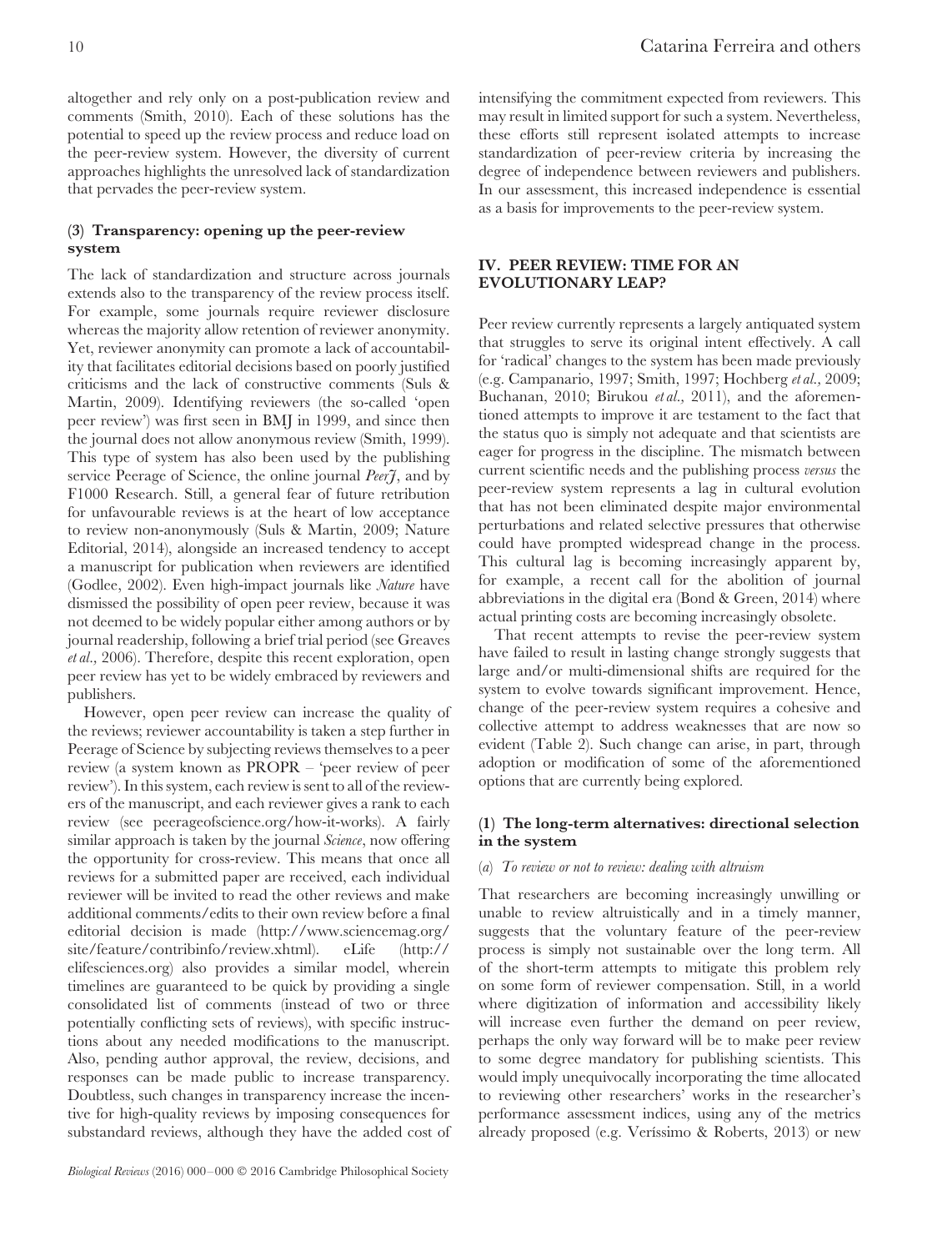altogether and rely only on a post-publication review and comments (Smith, 2010). Each of these solutions has the potential to speed up the review process and reduce load on the peer-review system. However, the diversity of current approaches highlights the unresolved lack of standardization that pervades the peer-review system.

### (3) Transparency: opening up the peer-review system

The lack of standardization and structure across journals extends also to the transparency of the review process itself. For example, some journals require reviewer disclosure whereas the majority allow retention of reviewer anonymity. Yet, reviewer anonymity can promote a lack of accountability that facilitates editorial decisions based on poorly justified criticisms and the lack of constructive comments (Suls & Martin, 2009). Identifying reviewers (the so-called 'open peer review') was first seen in BMJ in 1999, and since then the journal does not allow anonymous review (Smith, 1999). This type of system has also been used by the publishing service Peerage of Science, the online journal *PeerJ*, and by F1000 Research. Still, a general fear of future retribution for unfavourable reviews is at the heart of low acceptance to review non-anonymously (Suls & Martin, 2009; Nature Editorial, 2014), alongside an increased tendency to accept a manuscript for publication when reviewers are identified (Godlee, 2002). Even high-impact journals like *Nature* have dismissed the possibility of open peer review, because it was not deemed to be widely popular either among authors or by journal readership, following a brief trial period (see Greaves *et al.*, 2006). Therefore, despite this recent exploration, open peer review has yet to be widely embraced by reviewers and publishers.

However, open peer review can increase the quality of the reviews; reviewer accountability is taken a step further in Peerage of Science by subjecting reviews themselves to a peer review (a system known as PROPR – 'peer review of peer review'). In this system, each review is sent to all of the reviewers of the manuscript, and each reviewer gives a rank to each review (see peerageofscience.org/how-it-works). A fairly similar approach is taken by the journal *Science*, now offering the opportunity for cross-review. This means that once all reviews for a submitted paper are received, each individual reviewer will be invited to read the other reviews and make additional comments/edits to their own review before a final editorial decision is made (http://www.sciencemag.org/site/feature/contribinfo/review.xhtml). eLife (http://elifesciences.org) also provides a similar model, wherein timelines are guaranteed to be quick by providing a single consolidated list of comments (instead of two or three potentially conflicting sets of reviews), with specific instructions about any needed modifications to the manuscript. Also, pending author approval, the review, decisions, and responses can be made public to increase transparency. Doubtless, such changes in transparency increase the incentive for high-quality reviews by imposing consequences for substandard reviews, although they have the added cost of intensifying the commitment expected from reviewers. This may result in limited support for such a system. Nevertheless, these efforts still represent isolated attempts to increase standardization of peer-review criteria by increasing the degree of independence between reviewers and publishers. In our assessment, this increased independence is essential as a basis for improvements to the peer-review system.

## IV. PEER REVIEW: TIME FOR AN EVOLUTIONARY LEAP?

Peer review currently represents a largely antiquated system that struggles to serve its original intent effectively. A call for 'radical' changes to the system has been made previously (e.g. Campanario, 1997; Smith, 1997; Hochberg *et al.*, 2009; Buchanan, 2010; Birukou *et al.*, 2011), and the aforementioned attempts to improve it are testament to the fact that the status quo is simply not adequate and that scientists are eager for progress in the discipline. The mismatch between current scientific needs and the publishing process *versus* the peer-review system represents a lag in cultural evolution that has not been eliminated despite major environmental perturbations and related selective pressures that otherwise could have prompted widespread change in the process. This cultural lag is becoming increasingly apparent by, for example, a recent call for the abolition of journal abbreviations in the digital era (Bond & Green, 2014) where actual printing costs are becoming increasingly obsolete.

That recent attempts to revise the peer-review system have failed to result in lasting change strongly suggests that large and/or multi-dimensional shifts are required for the system to evolve towards significant improvement. Hence, change of the peer-review system requires a cohesive and collective attempt to address weaknesses that are now so evident (Table 2). Such change can arise, in part, through adoption or modification of some of the aforementioned options that are currently being explored.

### (1) The long-term alternatives: directional selection in the system

#### (a) *To review or not to review: dealing with altruism*

That researchers are becoming increasingly unwilling or unable to review altruistically and in a timely manner, suggests that the voluntary feature of the peer-review process is simply not sustainable over the long term. All of the short-term attempts to mitigate this problem rely on some form of reviewer compensation. Still, in a world where digitization of information and accessibility likely will increase even further the demand on peer review, perhaps the only way forward will be to make peer review to some degree mandatory for publishing scientists. This would imply unequivocally incorporating the time allocated to reviewing other researchers' works in the researcher's performance assessment indices, using any of the metrics already proposed (e.g. Veríssimo & Roberts, 2013) or new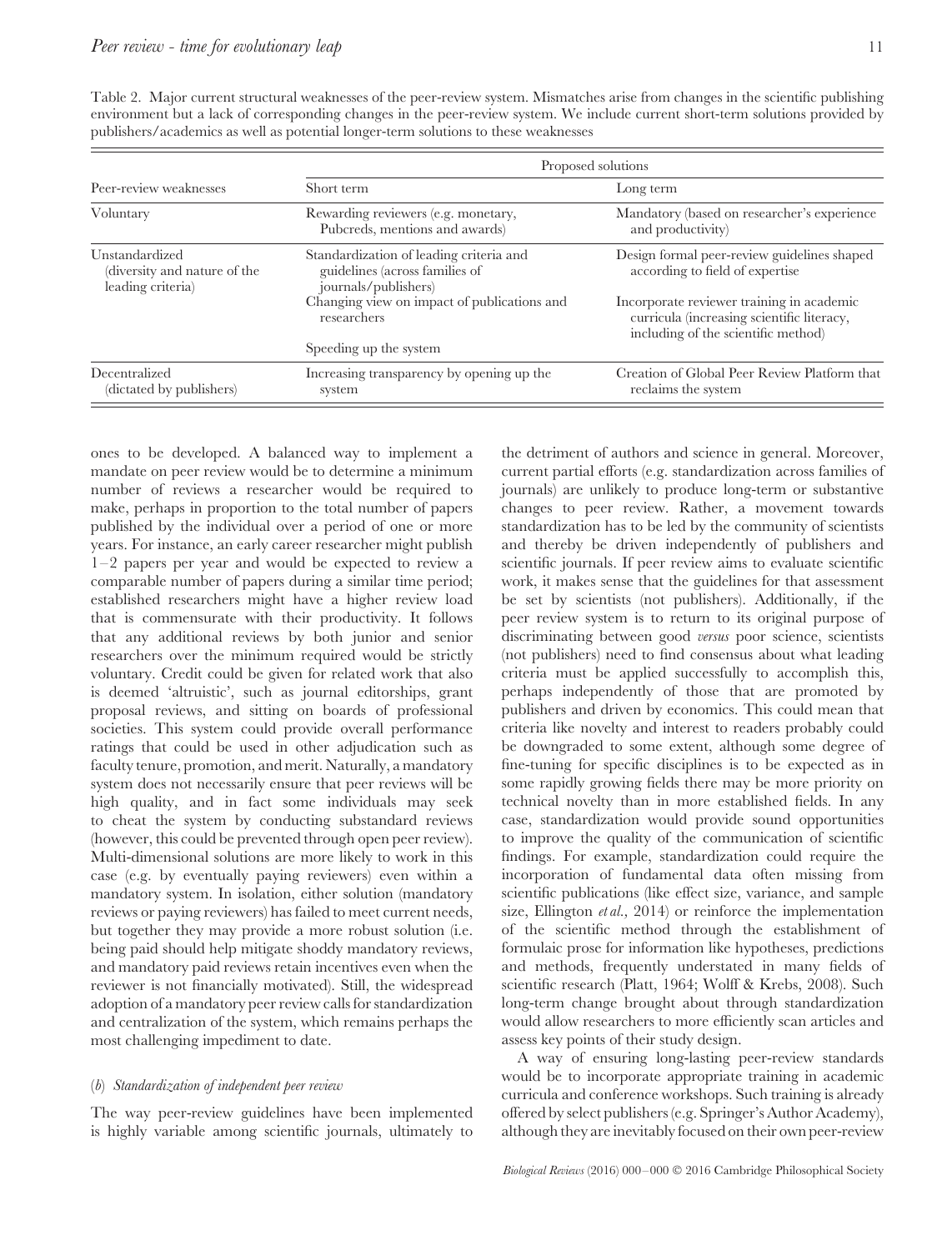Table 2. Major current structural weaknesses of the peer-review system. Mismatches arise from changes in the scientific publishing environment but a lack of corresponding changes in the peer-review system. We include current short-term solutions provided by publishers/academics as well as potential longer-term solutions to these weaknesses

| Peer-review weaknesses | Proposed solutions | |
|---|---|---|
| | Short term | Long term |
| Voluntary | Rewarding reviewers (e.g. monetary, Pubcreds, mentions and awards) | Mandatory (based on researcher's experience and productivity) |
| Unstandardized (diversity and nature of the leading criteria) | Standardization of leading criteria and guidelines (across families of journals/publishers) | Design formal peer-review guidelines shaped according to field of expertise |
| | Changing view on impact of publications and researchers | Incorporate reviewer training in academic curricula (increasing scientific literacy, including of the scientific method) |
| | Speeding up the system | |
| Decentralized (dictated by publishers) | Increasing transparency by opening up the system | Creation of Global Peer Review Platform that reclaims the system |

ones to be developed. A balanced way to implement a mandate on peer review would be to determine a minimum number of reviews a researcher would be required to make, perhaps in proportion to the total number of papers published by the individual over a period of one or more years. For instance, an early career researcher might publish 1–2 papers per year and would be expected to review a comparable number of papers during a similar time period; established researchers might have a higher review load that is commensurate with their productivity. It follows that any additional reviews by both junior and senior researchers over the minimum required would be strictly voluntary. Credit could be given for related work that also is deemed 'altruistic', such as journal editorships, grant proposal reviews, and sitting on boards of professional societies. This system could provide overall performance ratings that could be used in other adjudication such as faculty tenure, promotion, and merit. Naturally, a mandatory system does not necessarily ensure that peer reviews will be high quality, and in fact some individuals may seek to cheat the system by conducting substandard reviews (however, this could be prevented through open peer review). Multi-dimensional solutions are more likely to work in this case (e.g. by eventually paying reviewers) even within a mandatory system. In isolation, either solution (mandatory reviews or paying reviewers) has failed to meet current needs, but together they may provide a more robust solution (i.e. being paid should help mitigate shoddy mandatory reviews, and mandatory paid reviews retain incentives even when the reviewer is not financially motivated). Still, the widespread adoption of a mandatory peer review calls for standardization and centralization of the system, which remains perhaps the most challenging impediment to date.

### (b) *Standardization of independent peer review*

The way peer-review guidelines have been implemented is highly variable among scientific journals, ultimately to the detriment of authors and science in general. Moreover, current partial efforts (e.g. standardization across families of journals) are unlikely to produce long-term or substantive changes to peer review. Rather, a movement towards standardization has to be led by the community of scientists and thereby be driven independently of publishers and scientific journals. If peer review aims to evaluate scientific work, it makes sense that the guidelines for that assessment be set by scientists (not publishers). Additionally, if the peer review system is to return to its original purpose of discriminating between good *versus* poor science, scientists (not publishers) need to find consensus about what leading criteria must be applied successfully to accomplish this, perhaps independently of those that are promoted by publishers and driven by economics. This could mean that criteria like novelty and interest to readers probably could be downgraded to some extent, although some degree of fine-tuning for specific disciplines is to be expected as in some rapidly growing fields there may be more priority on technical novelty than in more established fields. In any case, standardization would provide sound opportunities to improve the quality of the communication of scientific findings. For example, standardization could require the incorporation of fundamental data often missing from scientific publications (like effect size, variance, and sample size, Ellington *et al.,* 2014) or reinforce the implementation of the scientific method through the establishment of formulaic prose for information like hypotheses, predictions and methods, frequently understated in many fields of scientific research (Platt, 1964; Wolff & Krebs, 2008). Such long-term change brought about through standardization would allow researchers to more efficiently scan articles and assess key points of their study design.

A way of ensuring long-lasting peer-review standards would be to incorporate appropriate training in academic curricula and conference workshops. Such training is already offered by select publishers (e.g. Springer's Author Academy), although they are inevitably focused on their own peer-review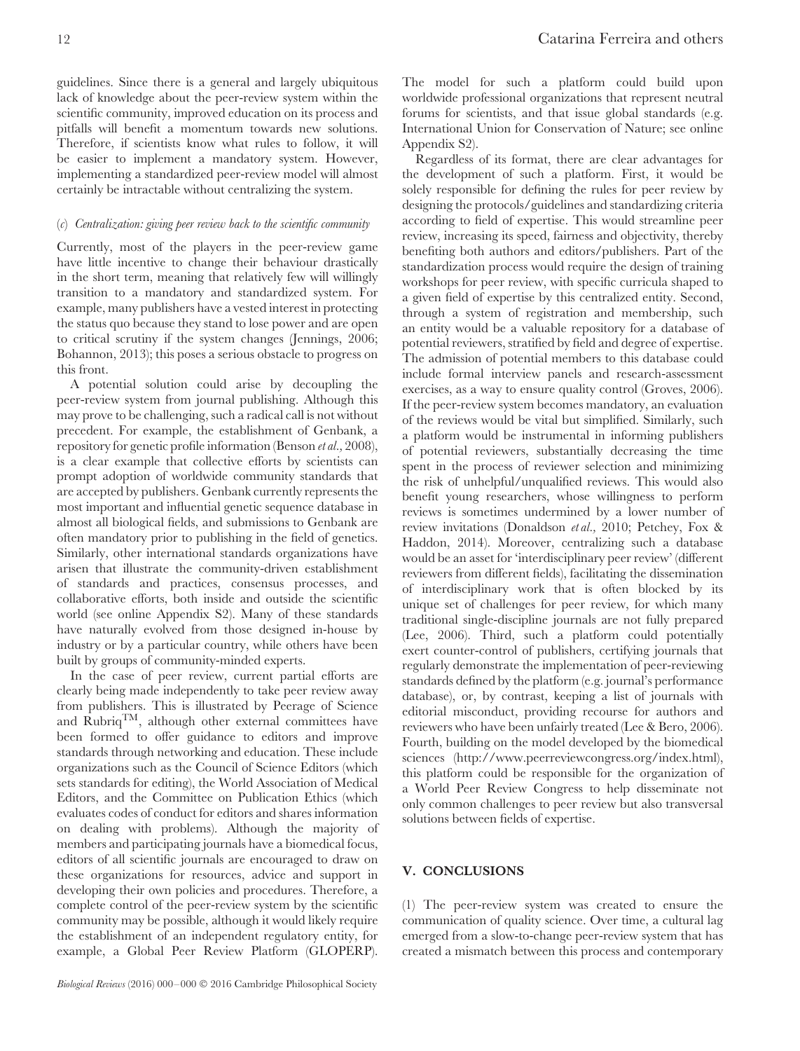guidelines. Since there is a general and largely ubiquitous lack of knowledge about the peer-review system within the scientific community, improved education on its process and pitfalls will benefit a momentum towards new solutions. Therefore, if scientists know what rules to follow, it will be easier to implement a mandatory system. However, implementing a standardized peer-review model will almost certainly be intractable without centralizing the system.

### (c) *Centralization: giving peer review back to the scientific community*

Currently, most of the players in the peer-review game have little incentive to change their behaviour drastically in the short term, meaning that relatively few will willingly transition to a mandatory and standardized system. For example, many publishers have a vested interest in protecting the status quo because they stand to lose power and are open to critical scrutiny if the system changes (Jennings, 2006; Bohannon, 2013); this poses a serious obstacle to progress on this front.

A potential solution could arise by decoupling the peer-review system from journal publishing. Although this may prove to be challenging, such a radical call is not without precedent. For example, the establishment of Genbank, a repository for genetic profile information (Benson *et al.*, 2008), is a clear example that collective efforts by scientists can prompt adoption of worldwide community standards that are accepted by publishers. Genbank currently represents the most important and influential genetic sequence database in almost all biological fields, and submissions to Genbank are often mandatory prior to publishing in the field of genetics. Similarly, other international standards organizations have arisen that illustrate the community-driven establishment of standards and practices, consensus processes, and collaborative efforts, both inside and outside the scientific world (see online Appendix S2). Many of these standards have naturally evolved from those designed in-house by industry or by a particular country, while others have been built by groups of community-minded experts.

In the case of peer review, current partial efforts are clearly being made independently to take peer review away from publishers. This is illustrated by Peerage of Science and Rubriq™, although other external committees have been formed to offer guidance to editors and improve standards through networking and education. These include organizations such as the Council of Science Editors (which sets standards for editing), the World Association of Medical Editors, and the Committee on Publication Ethics (which evaluates codes of conduct for editors and shares information on dealing with problems). Although the majority of members and participating journals have a biomedical focus, editors of all scientific journals are encouraged to draw on these organizations for resources, advice and support in developing their own policies and procedures. Therefore, a complete control of the peer-review system by the scientific community may be possible, although it would likely require the establishment of an independent regulatory entity, for example, a Global Peer Review Platform (GLOPERP). The model for such a platform could build upon worldwide professional organizations that represent neutral forums for scientists, and that issue global standards (e.g. International Union for Conservation of Nature; see online Appendix S2).

Regardless of its format, there are clear advantages for the development of such a platform. First, it would be solely responsible for defining the rules for peer review by designing the protocols/guidelines and standardizing criteria according to field of expertise. This would streamline peer review, increasing its speed, fairness and objectivity, thereby benefiting both authors and editors/publishers. Part of the standardization process would require the design of training workshops for peer review, with specific curricula shaped to a given field of expertise by this centralized entity. Second, through a system of registration and membership, such an entity would be a valuable repository for a database of potential reviewers, stratified by field and degree of expertise. The admission of potential members to this database could include formal interview panels and research-assessment exercises, as a way to ensure quality control (Groves, 2006). If the peer-review system becomes mandatory, an evaluation of the reviews would be vital but simplified. Similarly, such a platform would be instrumental in informing publishers of potential reviewers, substantially decreasing the time spent in the process of reviewer selection and minimizing the risk of unhelpful/unqualified reviews. This would also benefit young researchers, whose willingness to perform reviews is sometimes undermined by a lower number of review invitations (Donaldson *et al.,* 2010; Petchey, Fox & Haddon, 2014). Moreover, centralizing such a database would be an asset for 'interdisciplinary peer review' (different reviewers from different fields), facilitating the dissemination of interdisciplinary work that is often blocked by its unique set of challenges for peer review, for which many traditional single-discipline journals are not fully prepared (Lee, 2006). Third, such a platform could potentially exert counter-control of publishers, certifying journals that regularly demonstrate the implementation of peer-reviewing standards defined by the platform (e.g. journal's performance database), or, by contrast, keeping a list of journals with editorial misconduct, providing recourse for authors and reviewers who have been unfairly treated (Lee & Bero, 2006). Fourth, building on the model developed by the biomedical sciences (http://www.peerreviewcongress.org/index.html), this platform could be responsible for the organization of a World Peer Review Congress to help disseminate not only common challenges to peer review but also transversal solutions between fields of expertise.

## V. CONCLUSIONS

(1) The peer-review system was created to ensure the communication of quality science. Over time, a cultural lag emerged from a slow-to-change peer-review system that has created a mismatch between this process and contemporary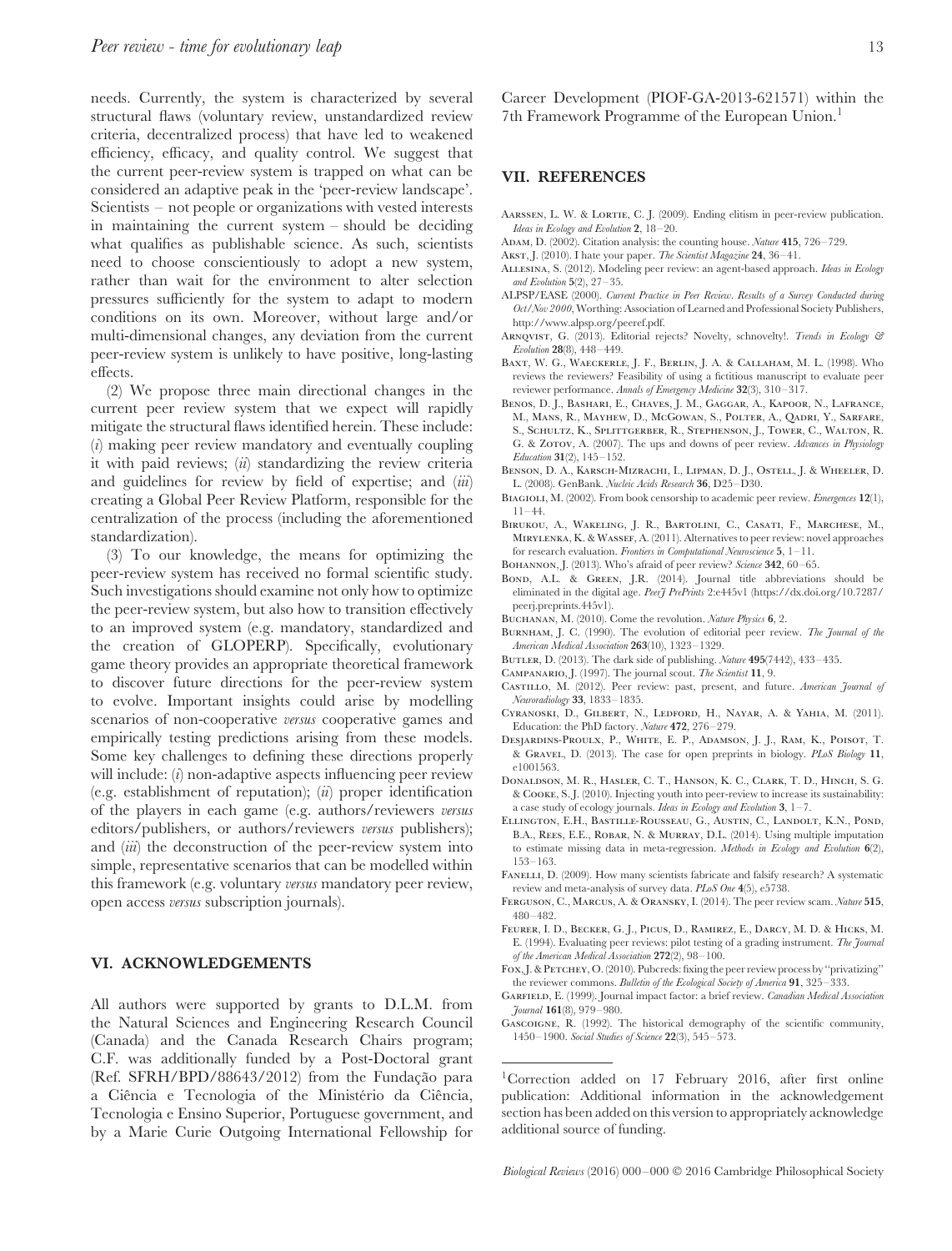needs. Currently, the system is characterized by several structural flaws (voluntary review, unstandardized review criteria, decentralized process) that have led to weakened efficiency, efficacy, and quality control. We suggest that the current peer-review system is trapped on what can be considered an adaptive peak in the 'peer-review landscape'. Scientists – not people or organizations with vested interests in maintaining the current system – should be deciding what qualifies as publishable science. As such, scientists need to choose conscientiously to adopt a new system, rather than wait for the environment to alter selection pressures sufficiently for the system to adapt to modern conditions on its own. Moreover, without large and/or multi-dimensional changes, any deviation from the current peer-review system is unlikely to have positive, long-lasting effects.

(2) We propose three main directional changes in the current peer review system that we expect will rapidly mitigate the structural flaws identified herein. These include: (*i*) making peer review mandatory and eventually coupling it with paid reviews; (*ii*) standardizing the review criteria and guidelines for review by field of expertise; and (*iii*) creating a Global Peer Review Platform, responsible for the centralization of the process (including the aforementioned standardization).

(3) To our knowledge, the means for optimizing the peer-review system has received no formal scientific study. Such investigations should examine not only how to optimize the peer-review system, but also how to transition effectively to an improved system (e.g. mandatory, standardized and the creation of GLOPERP). Specifically, evolutionary game theory provides an appropriate theoretical framework to discover future directions for the peer-review system to evolve. Important insights could arise by modelling scenarios of non-cooperative *versus* cooperative games and empirically testing predictions arising from these models. Some key challenges to defining these directions properly will include: (*i*) non-adaptive aspects influencing peer review (e.g. establishment of reputation); (*ii*) proper identification of the players in each game (e.g. authors/reviewers *versus* editors/publishers, or authors/reviewers *versus* publishers); and (*iii*) the deconstruction of the peer-review system into simple, representative scenarios that can be modelled within this framework (e.g. voluntary *versus* mandatory peer review, open access *versus* subscription journals).

## VI. ACKNOWLEDGEMENTS

All authors were supported by grants to D.L.M. from the Natural Sciences and Engineering Research Council (Canada) and the Canada Research Chairs program; C.F. was additionally funded by a Post-Doctoral grant (Ref. SFRH/BPD/88643/2012) from the Fundação para a Ciência e Tecnologia of the Ministério da Ciência, Tecnologia e Ensino Superior, Portuguese government, and by a Marie Curie Outgoing International Fellowship for Career Development (PIOF-GA-2013-621571) within the 7th Framework Programme of the European Union.[1]

## VII. REFERENCES

Aarssen, L. W. & Lortie, C. J. (2009). Ending elitism in peer-review publication. *Ideas in Ecology and Evolution* **2**, 18–20.

Adam, D. (2002). Citation analysis: the counting house. *Nature* **415**, 726–729.

Akst, J. (2010). I hate your paper. *The Scientist Magazine* **24**, 36–41.

Allesina, S. (2012). Modeling peer review: an agent-based approach. *Ideas in Ecology and Evolution* **5**(2), 27–35.

ALPSP/EASE (2000). *Current Practice in Peer Review. Results of a Survey Conducted during Oct/Nov 2000*, Worthing: Association of Learned and Professional Society Publishers, http://www.alpsp.org/peeref.pdf.

Arnqvist, G. (2013). Editorial rejects? Novelty, schnovelty!. *Trends in Ecology & Evolution* **28**(8), 448–449.

Baxt, W. G., Waeckerle, J. F., Berlin, J. A. & Callaham, M. L. (1998). Who reviews the reviewers? Feasibility of using a fictitious manuscript to evaluate peer reviewer performance. *Annals of Emergency Medicine* **32**(3), 310–317.

Benos, D. J., Bashari, E., Chaves, J. M., Gaggar, A., Kapoor, N., Lafrance, M., Mans, R., Mayhew, D., McGowan, S., Polter, A., Qadri, Y., Sarfare, S., Schultz, K., Splittgerber, R., Stephenson, J., Tower, C., Walton, R. G. & Zotov, A. (2007). The ups and downs of peer review. *Advances in Physiology Education* **31**(2), 145–152.

Benson, D. A., Karsch-Mizrachi, I., Lipman, D. J., Ostell, J. & Wheeler, D. L. (2008). GenBank. *Nucleic Acids Research* **36**, D25–D30.

Biagioli, M. (2002). From book censorship to academic peer review. *Emergences* **12**(1), 11–44.

Birukou, A., Wakeling, J. R., Bartolini, C., Casati, F., Marchese, M., Mirylenka, K. & Wassef, A. (2011). Alternatives to peer review: novel approaches for research evaluation. *Frontiers in Computational Neuroscience* **5**, 1–11.

Bohannon, J. (2013). Who's afraid of peer review? *Science* **342**, 60–65.

Bond, A.L. & Green, J.R. (2014). Journal title abbreviations should be eliminated in the digital age. *PeerJ PrePrints* 2:e445v1 (https://dx.doi.org/10.7287/peerj.preprints.445v1).

Buchanan, M. (2010). Come the revolution. *Nature Physics* **6**, 2.

Burnham, J. C. (1990). The evolution of editorial peer review. *The Journal of the American Medical Association* **263**(10), 1323–1329.

Butler, D. (2013). The dark side of publishing. *Nature* **495**(7442), 433–435.

Campanario, J. (1997). The journal scout. *The Scientist* **11**, 9.

Castillo, M. (2012). Peer review: past, present, and future. *American Journal of Neuroradiology* **33**, 1833–1835.

Cyranoski, D., Gilbert, N., Ledford, H., Nayar, A. & Yahia, M. (2011). Education: the PhD factory. *Nature* **472**, 276–279.

Desjardins-Proulx, P., White, E. P., Adamson, J. J., Ram, K., Poisot, T. & Gravel, D. (2013). The case for open preprints in biology. *PLoS Biology* **11**, e1001563.

Donaldson, M. R., Hasler, C. T., Hanson, K. C., Clark, T. D., Hinch, S. G. & Cooke, S. J. (2010). Injecting youth into peer-review to increase its sustainability: a case study of ecology journals. *Ideas in Ecology and Evolution* **3**, 1–7.

Ellington, E.H., Bastille-Rousseau, G., Austin, C., Landolt, K.N., Pond, B.A., Rees, E.E., Robar, N. & Murray, D.L. (2014). Using multiple imputation to estimate missing data in meta-regression. *Methods in Ecology and Evolution* **6**(2), 153–163.

Fanelli, D. (2009). How many scientists fabricate and falsify research? A systematic review and meta-analysis of survey data. *PLoS One* **4**(5), e5738.

Ferguson, C., Marcus, A. & Oransky, I. (2014). The peer review scam. *Nature* **515**, 480–482.

Feurer, I. D., Becker, G. J., Picus, D., Ramirez, E., Darcy, M. D. & Hicks, M. E. (1994). Evaluating peer reviews: pilot testing of a grading instrument. *The Journal of the American Medical Association* **272**(2), 98–100.

Fox, J. & Petchey, O. (2010). Pubcreds: fixing the peer review process by "privatizing" the reviewer commons. *Bulletin of the Ecological Society of America* **91**, 325–333.

Garfield, E. (1999). Journal impact factor: a brief review. *Canadian Medical Association Journal* **161**(8), 979–980.

Gascoigne, R. (1992). The historical demography of the scientific community, 1450–1900. *Social Studies of Science* **22**(3), 545–573.

[1] Correction added on 17 February 2016, after first online publication: Additional information in the acknowledgement section has been added on this version to appropriately acknowledge additional source of funding.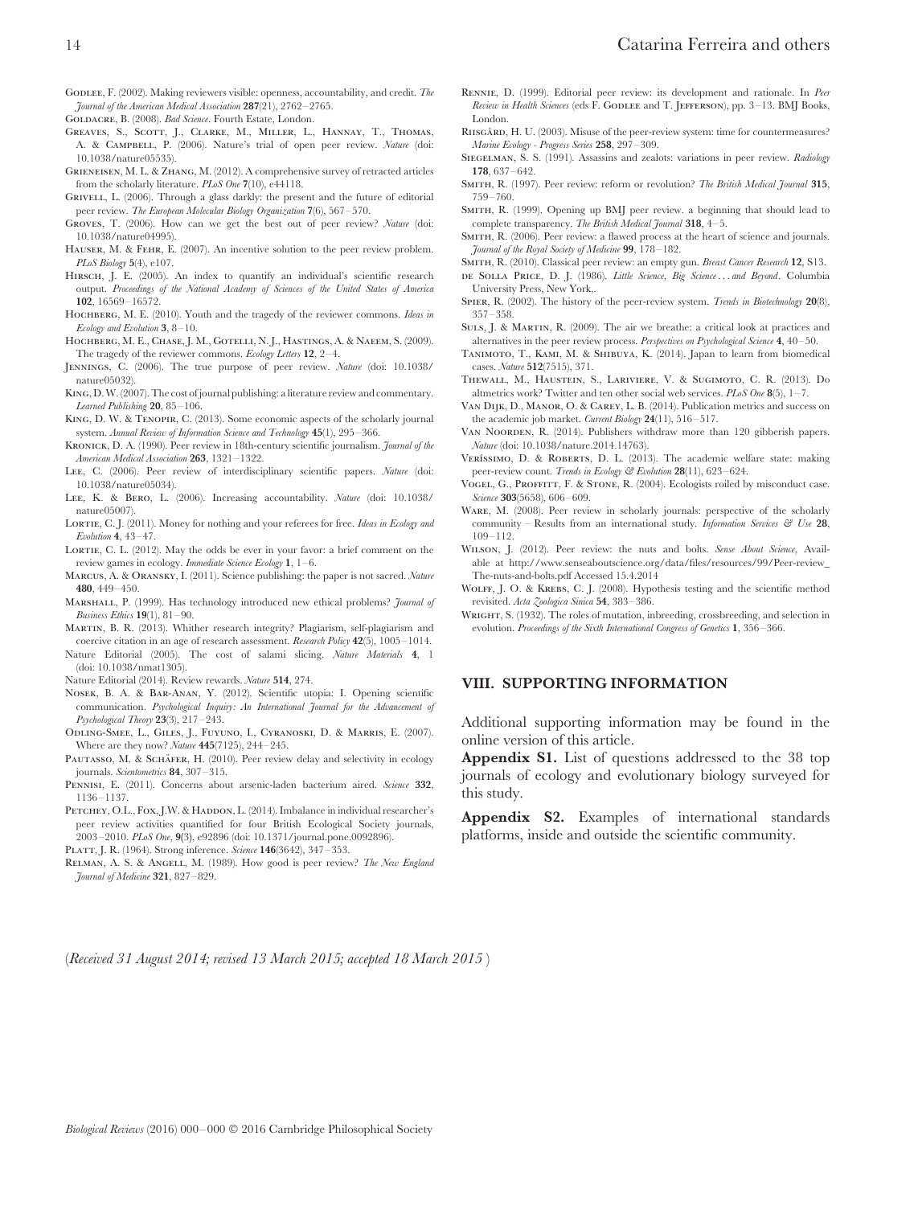Godlee, F. (2002). Making reviewers visible: openness, accountability, and credit. *The Journal of the American Medical Association* **287**(21), 2762–2765.

Goldacre, B. (2008). *Bad Science*. Fourth Estate, London.

Greaves, S., Scott, J., Clarke, M., Miller, L., Hannay, T., Thomas, A. & Campbell, P. (2006). Nature's trial of open peer review. *Nature* (doi: 10.1038/nature05535).

Grieneisen, M. L. & Zhang, M. (2012). A comprehensive survey of retracted articles from the scholarly literature. *PLoS One* **7**(10), e44118.

Grivell, L. (2006). Through a glass darkly: the present and the future of editorial peer review. *The European Molecular Biology Organization* **7**(6), 567–570.

Groves, T. (2006). How can we get the best out of peer review? *Nature* (doi: 10.1038/nature04995).

Hauser, M. & Fehr, E. (2007). An incentive solution to the peer review problem. *PLoS Biology* **5**(4), e107.

Hirsch, J. E. (2005). An index to quantify an individual's scientific research output. *Proceedings of the National Academy of Sciences of the United States of America* **102**, 16569–16572.

Hochberg, M. E. (2010). Youth and the tragedy of the reviewer commons. *Ideas in Ecology and Evolution* **3**, 8–10.

Hochberg, M. E., Chase, J. M., Gotelli, N. J., Hastings, A. & Naeem, S. (2009). The tragedy of the reviewer commons. *Ecology Letters* **12**, 2–4.

Jennings, C. (2006). The true purpose of peer review. *Nature* (doi: 10.1038/nature05032).

King, D. W. (2007). The cost of journal publishing: a literature review and commentary. *Learned Publishing* **20**, 85–106.

King, D. W. & Tenopir, C. (2013). Some economic aspects of the scholarly journal system. *Annual Review of Information Science and Technology* **45**(1), 295–366.

Kronick, D. A. (1990). Peer review in 18th-century scientific journalism. *Journal of the American Medical Association* **263**, 1321–1322.

Lee, C. (2006). Peer review of interdisciplinary scientific papers. *Nature* (doi: 10.1038/nature05034).

Lee, K. & Bero, L. (2006). Increasing accountability. *Nature* (doi: 10.1038/nature05007).

Lortie, C. J. (2011). Money for nothing and your referees for free. *Ideas in Ecology and Evolution* **4**, 43–47.

Lortie, C. L. (2012). May the odds be ever in your favor: a brief comment on the review games in ecology. *Immediate Science Ecology* **1**, 1–6.

Marcus, A. & Oransky, I. (2011). Science publishing: the paper is not sacred. *Nature* **480**, 449–450.

Marshall, P. (1999). Has technology introduced new ethical problems? *Journal of Business Ethics* **19**(1), 81–90.

Martin, B. R. (2013). Whither research integrity? Plagiarism, self-plagiarism and coercive citation in an age of research assessment. *Research Policy* **42**(5), 1005–1014.

Nature Editorial (2005). The cost of salami slicing. *Nature Materials* **4**, 1 (doi: 10.1038/nmat1305).

Nature Editorial (2014). Review rewards. *Nature* **514**, 274.

Nosek, B. A. & Bar-Anan, Y. (2012). Scientific utopia: I. Opening scientific communication. *Psychological Inquiry: An International Journal for the Advancement of Psychological Theory* **23**(3), 217–243.

Odling-Smee, L., Giles, J., Fuyuno, I., Cyranoski, D. & Marris, E. (2007). Where are they now? *Nature* **445**(7125), 244–245.

Pautasso, M. & Schäfer, H. (2010). Peer review delay and selectivity in ecology journals. *Scientometrics* **84**, 307–315.

Pennisi, E. (2011). Concerns about arsenic-laden bacterium aired. *Science* **332**, 1136–1137.

Petchey, O.L., Fox, J.W. & Haddon, L. (2014). Imbalance in individual researcher's peer review activities quantified for four British Ecological Society journals, 2003–2010. *PLoS One*, **9**(3), e92896 (doi: 10.1371/journal.pone.0092896).

Platt, J. R. (1964). Strong inference. *Science* **146**(3642), 347–353.

Relman, A. S. & Angell, M. (1989). How good is peer review? *The New England Journal of Medicine* **321**, 827–829.

Rennie, D. (1999). Editorial peer review: its development and rationale. In *Peer Review in Health Sciences* (eds F. Godlee and T. Jefferson), pp. 3–13. BMJ Books, London.

Riisgård, H. U. (2003). Misuse of the peer-review system: time for countermeasures? *Marine Ecology - Progress Series* **258**, 297–309.

Siegelman, S. S. (1991). Assassins and zealots: variations in peer review. *Radiology* **178**, 637–642.

Smith, R. (1997). Peer review: reform or revolution? *The British Medical Journal* **315**, 759–760.

Smith, R. (1999). Opening up BMJ peer review. a beginning that should lead to complete transparency. *The British Medical Journal* **318**, 4–5.

Smith, R. (2006). Peer review: a flawed process at the heart of science and journals. *Journal of the Royal Society of Medicine* **99**, 178–182.

Smith, R. (2010). Classical peer review: an empty gun. *Breast Cancer Research* **12**, S13.

de Solla Price, D. J. (1986). *Little Science, Big Science . . . and Beyond*. Columbia University Press, New York,.

Spier, R. (2002). The history of the peer-review system. *Trends in Biotechnology* **20**(8), 357–358.

Suls, J. & Martin, R. (2009). The air we breathe: a critical look at practices and alternatives in the peer review process. *Perspectives on Psychological Science* **4**, 40–50.

Tanimoto, T., Kami, M. & Shibuya, K. (2014). Japan to learn from biomedical cases. *Nature* **512**(7515), 371.

Thewall, M., Haustein, S., Lariviere, V. & Sugimoto, C. R. (2013). Do altmetrics work? Twitter and ten other social web services. *PLoS One* **8**(5), 1–7.

Van Dijk, D., Manor, O. & Carey, L. B. (2014). Publication metrics and success on the academic job market. *Current Biology* **24**(11), 516–517.

Van Noorden, R. (2014). Publishers withdraw more than 120 gibberish papers. *Nature* (doi: 10.1038/nature.2014.14763).

Veríssimo, D. & Roberts, D. L. (2013). The academic welfare state: making peer-review count. *Trends in Ecology & Evolution* **28**(11), 623–624.

Vogel, G., Proffitt, F. & Stone, R. (2004). Ecologists roiled by misconduct case. *Science* **303**(5658), 606–609.

Ware, M. (2008). Peer review in scholarly journals: perspective of the scholarly community – Results from an international study. *Information Services & Use* **28**, 109–112.

Wilson, J. (2012). Peer review: the nuts and bolts. *Sense About Science*, Available at http://www.senseaboutscience.org/data/files/resources/99/Peer-review_The-nuts-and-bolts.pdf Accessed 15.4.2014

Wolff, J. O. & Krebs, C. J. (2008). Hypothesis testing and the scientific method revisited. *Acta Zoologica Sinica* **54**, 383–386.

Wright, S. (1932). The roles of mutation, inbreeding, crossbreeding, and selection in evolution. *Proceedings of the Sixth International Congress of Genetics* **1**, 356–366.

## VIII. SUPPORTING INFORMATION

Additional supporting information may be found in the online version of this article.

**Appendix S1.** List of questions addressed to the 38 top journals of ecology and evolutionary biology surveyed for this study.

**Appendix S2.** Examples of international standards platforms, inside and outside the scientific community.

(*Received 31 August 2014; revised 13 March 2015; accepted 18 March 2015* )